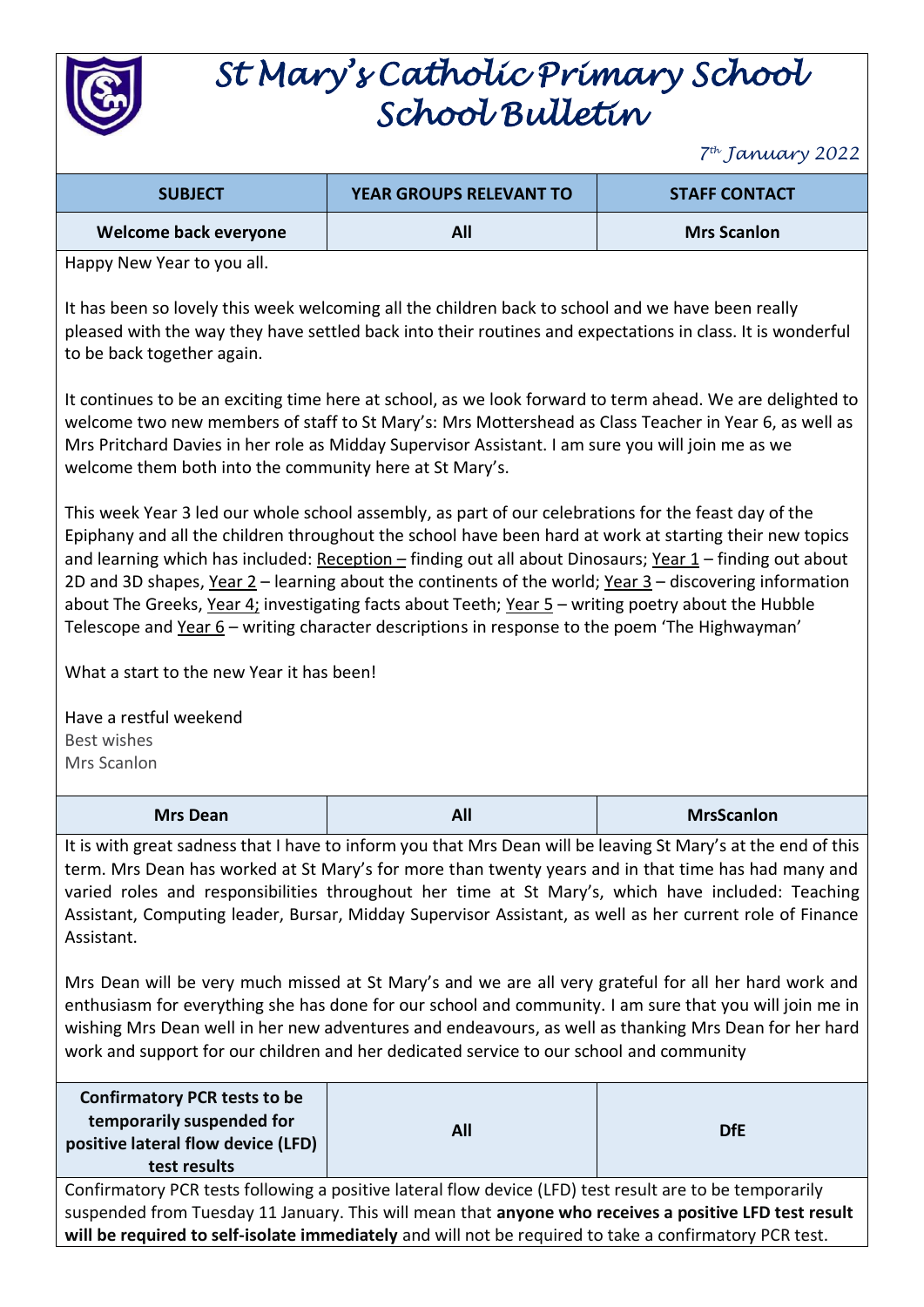# St Mary's Catholic Primary School School Bulletin

*7th January 2022*

| SUBJECT | YEAR GROUPS RELEVANT TO | STAFF CONTACT |
|---|---|---|
| **Welcome back everyone** | **All** | **Mrs Scanlon** |

Happy New Year to you all.

It has been so lovely this week welcoming all the children back to school and we have been really pleased with the way they have settled back into their routines and expectations in class. It is wonderful to be back together again.

It continues to be an exciting time here at school, as we look forward to term ahead. We are delighted to welcome two new members of staff to St Mary's: Mrs Mottershead as Class Teacher in Year 6, as well as Mrs Pritchard Davies in her role as Midday Supervisor Assistant. I am sure you will join me as we welcome them both into the community here at St Mary's.

This week Year 3 led our whole school assembly, as part of our celebrations for the feast day of the Epiphany and all the children throughout the school have been hard at work at starting their new topics and learning which has included: <u>Reception –</u> finding out all about Dinosaurs; <u>Year 1</u> – finding out about 2D and 3D shapes, <u>Year 2</u> – learning about the continents of the world; <u>Year 3</u> – discovering information about The Greeks, <u>Year 4;</u> investigating facts about Teeth; <u>Year 5</u> – writing poetry about the Hubble Telescope and <u>Year 6</u> – writing character descriptions in response to the poem 'The Highwayman'

What a start to the new Year it has been!

Have a restful weekend
Best wishes
Mrs Scanlon

| SUBJECT | YEAR GROUPS RELEVANT TO | STAFF CONTACT |
|---|---|---|
| **Mrs Dean** | **All** | **MrsScanlon** |

It is with great sadness that I have to inform you that Mrs Dean will be leaving St Mary's at the end of this term. Mrs Dean has worked at St Mary's for more than twenty years and in that time has had many and varied roles and responsibilities throughout her time at St Mary's, which have included: Teaching Assistant, Computing leader, Bursar, Midday Supervisor Assistant, as well as her current role of Finance Assistant.

Mrs Dean will be very much missed at St Mary's and we are all very grateful for all her hard work and enthusiasm for everything she has done for our school and community. I am sure that you will join me in wishing Mrs Dean well in her new adventures and endeavours, as well as thanking Mrs Dean for her hard work and support for our children and her dedicated service to our school and community

| SUBJECT | YEAR GROUPS RELEVANT TO | STAFF CONTACT |
|---|---|---|
| **Confirmatory PCR tests to be temporarily suspended for positive lateral flow device (LFD) test results** | **All** | **DfE** |

Confirmatory PCR tests following a positive lateral flow device (LFD) test result are to be temporarily suspended from Tuesday 11 January. This will mean that **anyone who receives a positive LFD test result will be required to self-isolate immediately** and will not be required to take a confirmatory PCR test.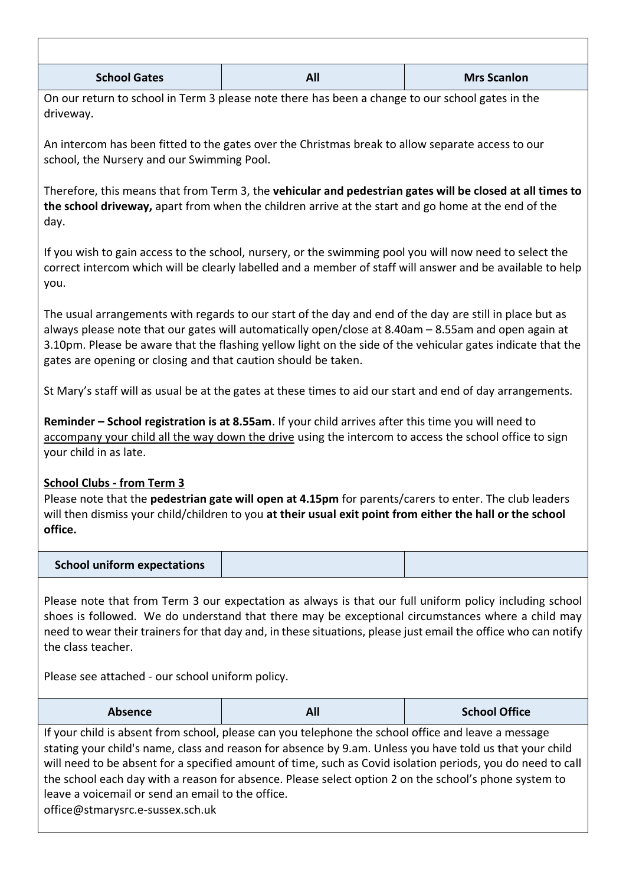| School Gates | All | Mrs Scanlon |
|---|---|---|

On our return to school in Term 3 please note there has been a change to our school gates in the driveway.

An intercom has been fitted to the gates over the Christmas break to allow separate access to our school, the Nursery and our Swimming Pool.

Therefore, this means that from Term 3, the **vehicular and pedestrian gates will be closed at all times to the school driveway,** apart from when the children arrive at the start and go home at the end of the day.

If you wish to gain access to the school, nursery, or the swimming pool you will now need to select the correct intercom which will be clearly labelled and a member of staff will answer and be available to help you.

The usual arrangements with regards to our start of the day and end of the day are still in place but as always please note that our gates will automatically open/close at 8.40am – 8.55am and open again at 3.10pm. Please be aware that the flashing yellow light on the side of the vehicular gates indicate that the gates are opening or closing and that caution should be taken.

St Mary's staff will as usual be at the gates at these times to aid our start and end of day arrangements.

**Reminder – School registration is at 8.55am**. If your child arrives after this time you will need to accompany your child all the way down the drive using the intercom to access the school office to sign your child in as late.

**School Clubs - from Term 3**

Please note that the **pedestrian gate will open at 4.15pm** for parents/carers to enter. The club leaders will then dismiss your child/children to you **at their usual exit point from either the hall or the school office.**

| School uniform expectations | | |
|---|---|---|

Please note that from Term 3 our expectation as always is that our full uniform policy including school shoes is followed. We do understand that there may be exceptional circumstances where a child may need to wear their trainers for that day and, in these situations, please just email the office who can notify the class teacher.

Please see attached - our school uniform policy.

| Absence | All | School Office |
|---|---|---|

If your child is absent from school, please can you telephone the school office and leave a message stating your child's name, class and reason for absence by 9.am. Unless you have told us that your child will need to be absent for a specified amount of time, such as Covid isolation periods, you do need to call the school each day with a reason for absence. Please select option 2 on the school's phone system to leave a voicemail or send an email to the office.
office@stmarysrc.e-sussex.sch.uk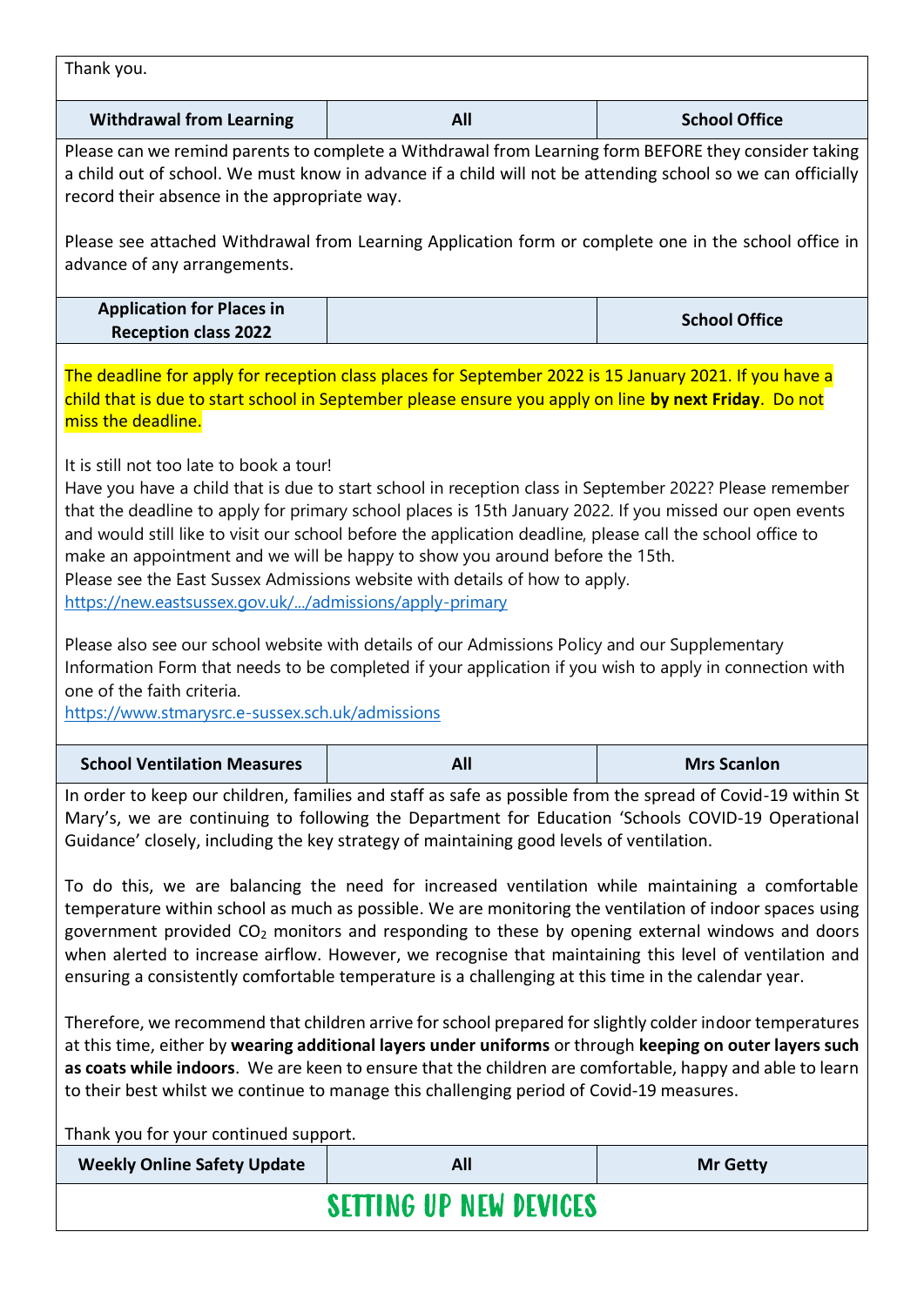Thank you.

| Withdrawal from Learning | All | School Office |
|---|---|---|

Please can we remind parents to complete a Withdrawal from Learning form BEFORE they consider taking a child out of school. We must know in advance if a child will not be attending school so we can officially record their absence in the appropriate way.

Please see attached Withdrawal from Learning Application form or complete one in the school office in advance of any arrangements.

| Application for Places in Reception class 2022 | | School Office |
|---|---|---|

The deadline for apply for reception class places for September 2022 is 15 January 2021. If you have a child that is due to start school in September please ensure you apply on line **by next Friday**. Do not miss the deadline.

It is still not too late to book a tour!
Have you have a child that is due to start school in reception class in September 2022? Please remember that the deadline to apply for primary school places is 15th January 2022. If you missed our open events and would still like to visit our school before the application deadline, please call the school office to make an appointment and we will be happy to show you around before the 15th.
Please see the East Sussex Admissions website with details of how to apply.
https://new.eastsussex.gov.uk/.../admissions/apply-primary

Please also see our school website with details of our Admissions Policy and our Supplementary Information Form that needs to be completed if your application if you wish to apply in connection with one of the faith criteria.
https://www.stmarysrc.e-sussex.sch.uk/admissions

| School Ventilation Measures | All | Mrs Scanlon |
|---|---|---|

In order to keep our children, families and staff as safe as possible from the spread of Covid-19 within St Mary's, we are continuing to following the Department for Education 'Schools COVID-19 Operational Guidance' closely, including the key strategy of maintaining good levels of ventilation.

To do this, we are balancing the need for increased ventilation while maintaining a comfortable temperature within school as much as possible. We are monitoring the ventilation of indoor spaces using government provided $CO_2$ monitors and responding to these by opening external windows and doors when alerted to increase airflow. However, we recognise that maintaining this level of ventilation and ensuring a consistently comfortable temperature is a challenging at this time in the calendar year.

Therefore, we recommend that children arrive for school prepared for slightly colder indoor temperatures at this time, either by **wearing additional layers under uniforms** or through **keeping on outer layers such as coats while indoors**. We are keen to ensure that the children are comfortable, happy and able to learn to their best whilst we continue to manage this challenging period of Covid-19 measures.

Thank you for your continued support.

| Weekly Online Safety Update | All | Mr Getty |
|---|---|---|

## SETTING UP NEW DEVICES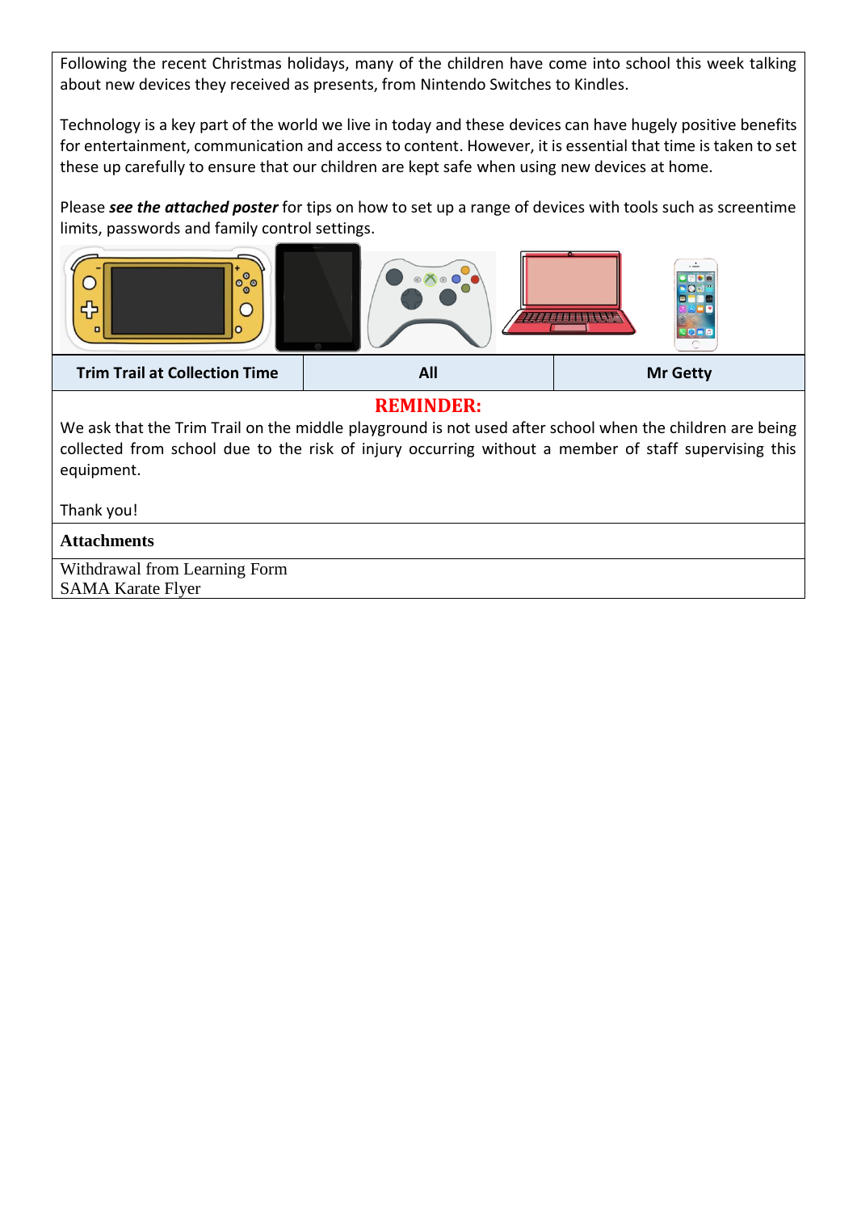Following the recent Christmas holidays, many of the children have come into school this week talking about new devices they received as presents, from Nintendo Switches to Kindles.

Technology is a key part of the world we live in today and these devices can have hugely positive benefits for entertainment, communication and access to content. However, it is essential that time is taken to set these up carefully to ensure that our children are kept safe when using new devices at home.

Please ***see the attached poster*** for tips on how to set up a range of devices with tools such as screentime limits, passwords and family control settings.

| Trim Trail at Collection Time | All | Mr Getty |
|---|---|---|

**REMINDER:**

We ask that the Trim Trail on the middle playground is not used after school when the children are being collected from school due to the risk of injury occurring without a member of staff supervising this equipment.

Thank you!

**Attachments**

Withdrawal from Learning Form
SAMA Karate Flyer